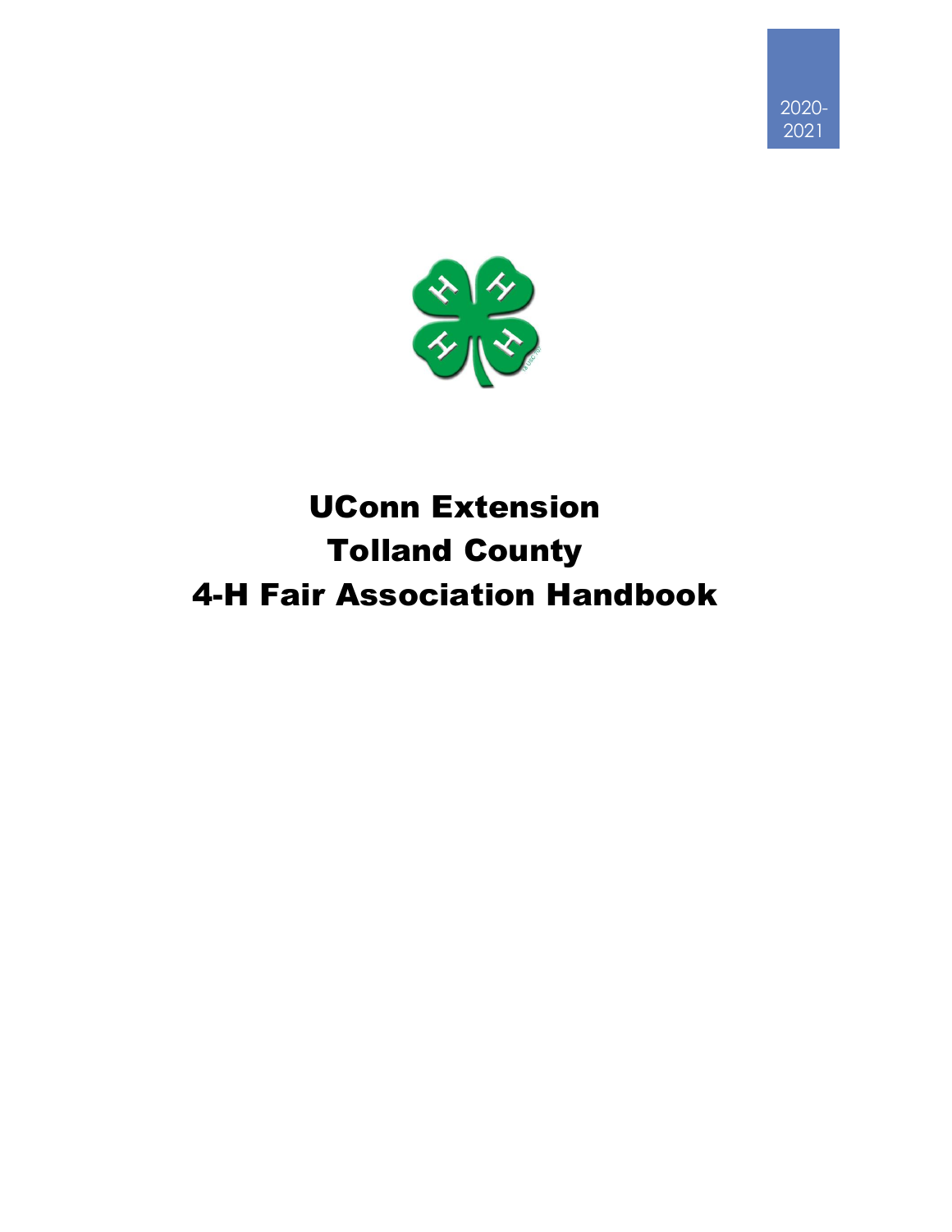2020-2021

# UConn Extension Tolland County 4-H Fair Association Handbook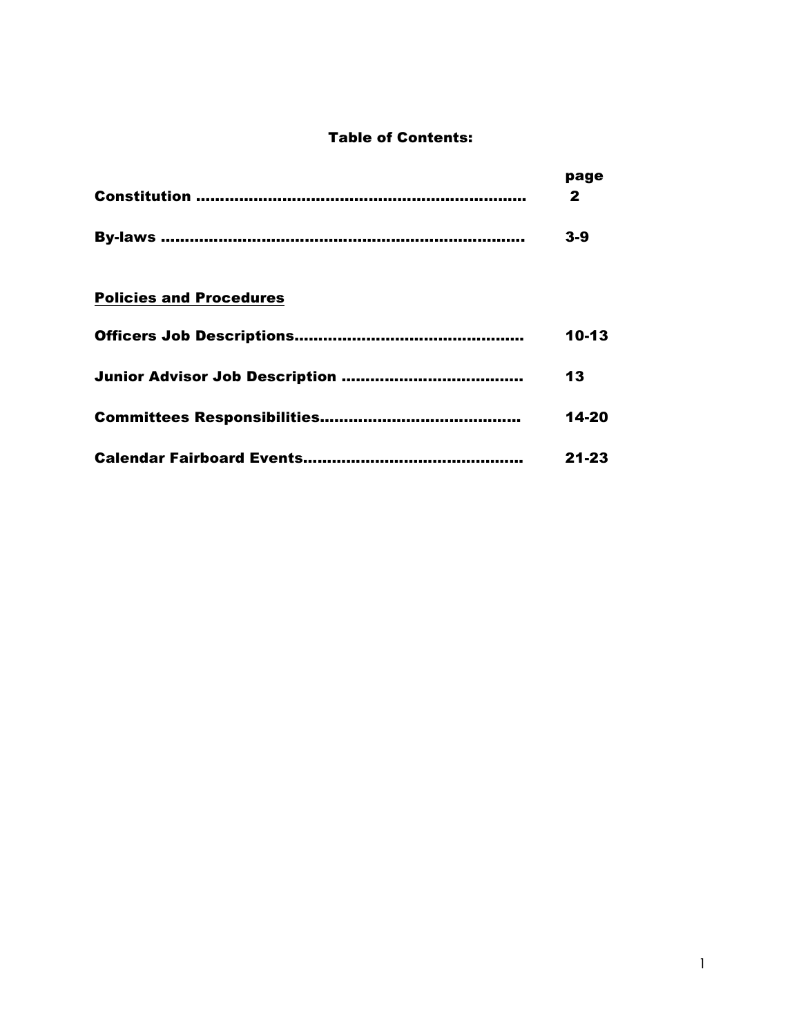## Table of Contents:

| | page |
|---|---|
| **Constitution** | **2** |
| **By-laws** | **3-9** |

**<u>Policies and Procedures</u>**

| | |
|---|---|
| **Officers Job Descriptions** | **10-13** |
| **Junior Advisor Job Description** | **13** |
| **Committees Responsibilities** | **14-20** |
| **Calendar Fairboard Events** | **21-23** |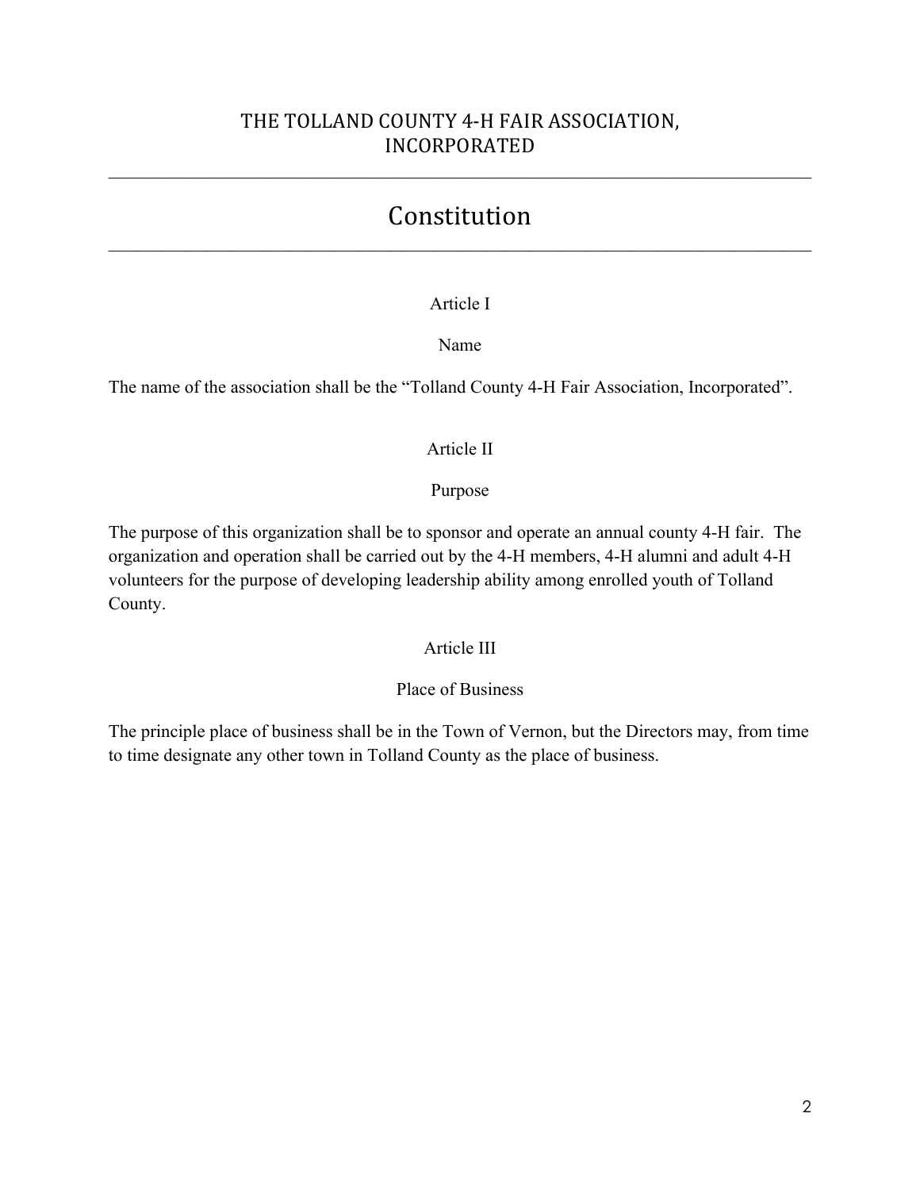# THE TOLLAND COUNTY 4-H FAIR ASSOCIATION, INCORPORATED

---

# Constitution

---

## Article I

### Name

The name of the association shall be the "Tolland County 4-H Fair Association, Incorporated".

## Article II

### Purpose

The purpose of this organization shall be to sponsor and operate an annual county 4-H fair. The organization and operation shall be carried out by the 4-H members, 4-H alumni and adult 4-H volunteers for the purpose of developing leadership ability among enrolled youth of Tolland County.

## Article III

### Place of Business

The principle place of business shall be in the Town of Vernon, but the Directors may, from time to time designate any other town in Tolland County as the place of business.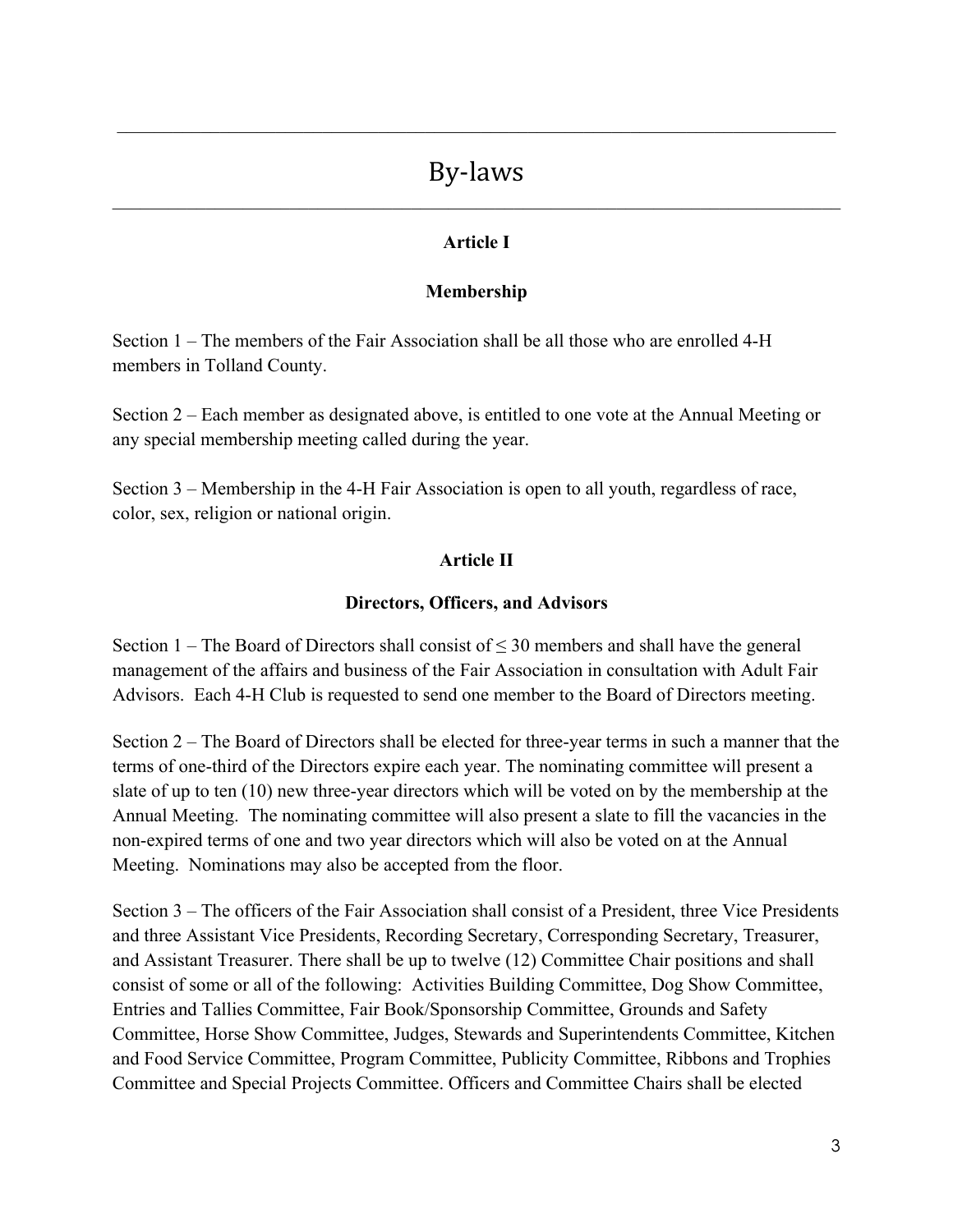# By-laws

## Article I

## Membership

Section 1 – The members of the Fair Association shall be all those who are enrolled 4-H members in Tolland County.

Section 2 – Each member as designated above, is entitled to one vote at the Annual Meeting or any special membership meeting called during the year.

Section 3 – Membership in the 4-H Fair Association is open to all youth, regardless of race, color, sex, religion or national origin.

## Article II

## Directors, Officers, and Advisors

Section 1 – The Board of Directors shall consist of ≤ 30 members and shall have the general management of the affairs and business of the Fair Association in consultation with Adult Fair Advisors. Each 4-H Club is requested to send one member to the Board of Directors meeting.

Section 2 – The Board of Directors shall be elected for three-year terms in such a manner that the terms of one-third of the Directors expire each year. The nominating committee will present a slate of up to ten (10) new three-year directors which will be voted on by the membership at the Annual Meeting. The nominating committee will also present a slate to fill the vacancies in the non-expired terms of one and two year directors which will also be voted on at the Annual Meeting. Nominations may also be accepted from the floor.

Section 3 – The officers of the Fair Association shall consist of a President, three Vice Presidents and three Assistant Vice Presidents, Recording Secretary, Corresponding Secretary, Treasurer, and Assistant Treasurer. There shall be up to twelve (12) Committee Chair positions and shall consist of some or all of the following: Activities Building Committee, Dog Show Committee, Entries and Tallies Committee, Fair Book/Sponsorship Committee, Grounds and Safety Committee, Horse Show Committee, Judges, Stewards and Superintendents Committee, Kitchen and Food Service Committee, Program Committee, Publicity Committee, Ribbons and Trophies Committee and Special Projects Committee. Officers and Committee Chairs shall be elected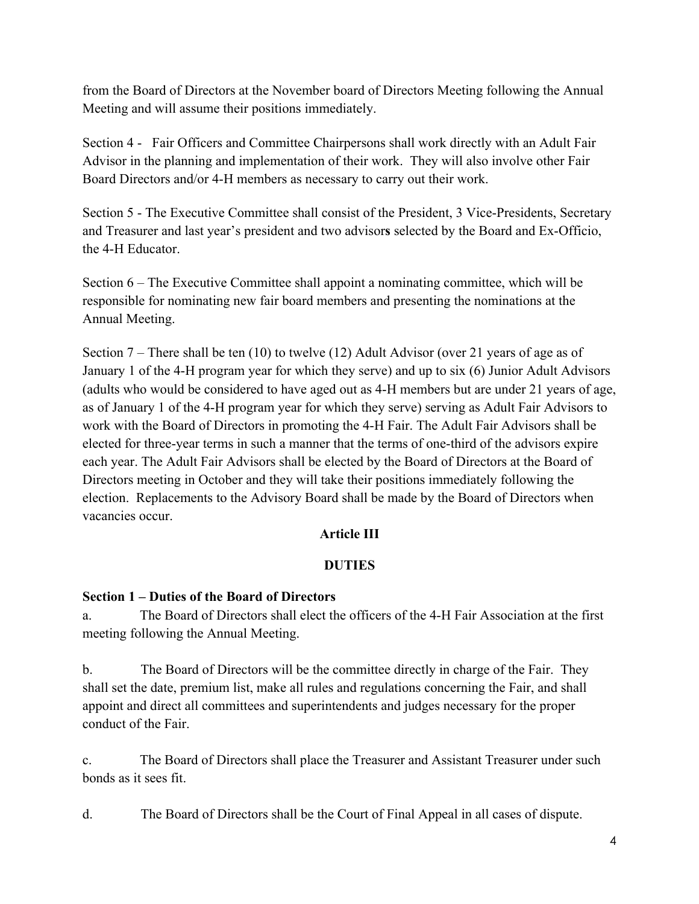from the Board of Directors at the November board of Directors Meeting following the Annual Meeting and will assume their positions immediately.

Section 4 - Fair Officers and Committee Chairpersons shall work directly with an Adult Fair Advisor in the planning and implementation of their work. They will also involve other Fair Board Directors and/or 4-H members as necessary to carry out their work.

Section 5 - The Executive Committee shall consist of the President, 3 Vice-Presidents, Secretary and Treasurer and last year's president and two advisor**s** selected by the Board and Ex-Officio, the 4-H Educator.

Section 6 – The Executive Committee shall appoint a nominating committee, which will be responsible for nominating new fair board members and presenting the nominations at the Annual Meeting.

Section 7 – There shall be ten (10) to twelve (12) Adult Advisor (over 21 years of age as of January 1 of the 4-H program year for which they serve) and up to six (6) Junior Adult Advisors (adults who would be considered to have aged out as 4-H members but are under 21 years of age, as of January 1 of the 4-H program year for which they serve) serving as Adult Fair Advisors to work with the Board of Directors in promoting the 4-H Fair. The Adult Fair Advisors shall be elected for three-year terms in such a manner that the terms of one-third of the advisors expire each year. The Adult Fair Advisors shall be elected by the Board of Directors at the Board of Directors meeting in October and they will take their positions immediately following the election. Replacements to the Advisory Board shall be made by the Board of Directors when vacancies occur.

## Article III

## DUTIES

**Section 1 – Duties of the Board of Directors**

a. The Board of Directors shall elect the officers of the 4-H Fair Association at the first meeting following the Annual Meeting.

b. The Board of Directors will be the committee directly in charge of the Fair. They shall set the date, premium list, make all rules and regulations concerning the Fair, and shall appoint and direct all committees and superintendents and judges necessary for the proper conduct of the Fair.

c. The Board of Directors shall place the Treasurer and Assistant Treasurer under such bonds as it sees fit.

d. The Board of Directors shall be the Court of Final Appeal in all cases of dispute.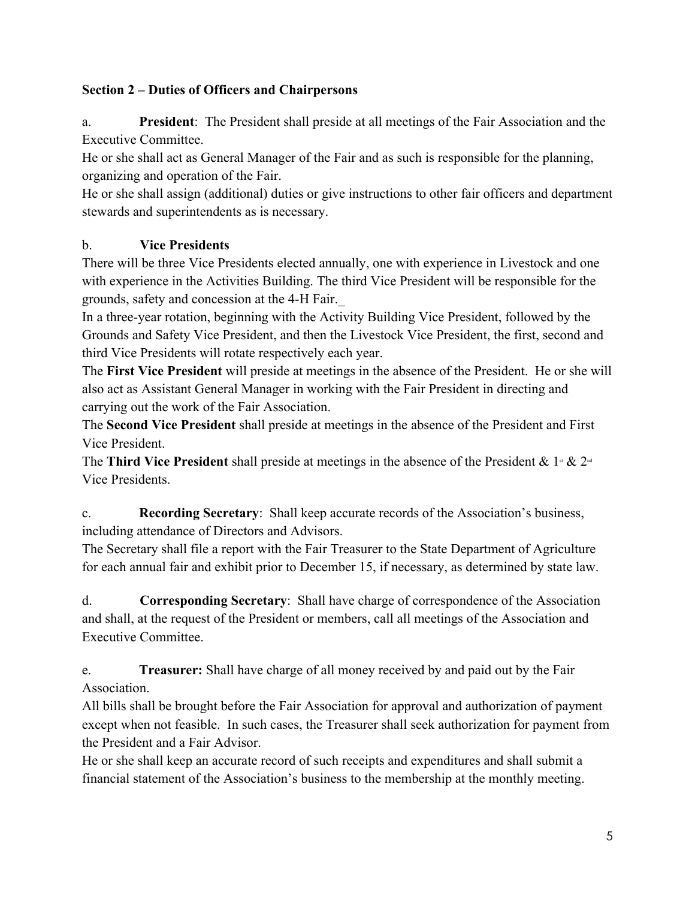**Section 2 – Duties of Officers and Chairpersons**

a. **President**: The President shall preside at all meetings of the Fair Association and the Executive Committee.

He or she shall act as General Manager of the Fair and as such is responsible for the planning, organizing and operation of the Fair.

He or she shall assign (additional) duties or give instructions to other fair officers and department stewards and superintendents as is necessary.

b. **Vice Presidents**

There will be three Vice Presidents elected annually, one with experience in Livestock and one with experience in the Activities Building. The third Vice President will be responsible for the grounds, safety and concession at the 4-H Fair.

In a three-year rotation, beginning with the Activity Building Vice President, followed by the Grounds and Safety Vice President, and then the Livestock Vice President, the first, second and third Vice Presidents will rotate respectively each year.

The **First Vice President** will preside at meetings in the absence of the President. He or she will also act as Assistant General Manager in working with the Fair President in directing and carrying out the work of the Fair Association.

The **Second Vice President** shall preside at meetings in the absence of the President and First Vice President.

The **Third Vice President** shall preside at meetings in the absence of the President & 1st & 2nd Vice Presidents.

c. **Recording Secretary**: Shall keep accurate records of the Association's business, including attendance of Directors and Advisors.

The Secretary shall file a report with the Fair Treasurer to the State Department of Agriculture for each annual fair and exhibit prior to December 15, if necessary, as determined by state law.

d. **Corresponding Secretary**: Shall have charge of correspondence of the Association and shall, at the request of the President or members, call all meetings of the Association and Executive Committee.

e. **Treasurer:** Shall have charge of all money received by and paid out by the Fair Association.

All bills shall be brought before the Fair Association for approval and authorization of payment except when not feasible. In such cases, the Treasurer shall seek authorization for payment from the President and a Fair Advisor.

He or she shall keep an accurate record of such receipts and expenditures and shall submit a financial statement of the Association's business to the membership at the monthly meeting.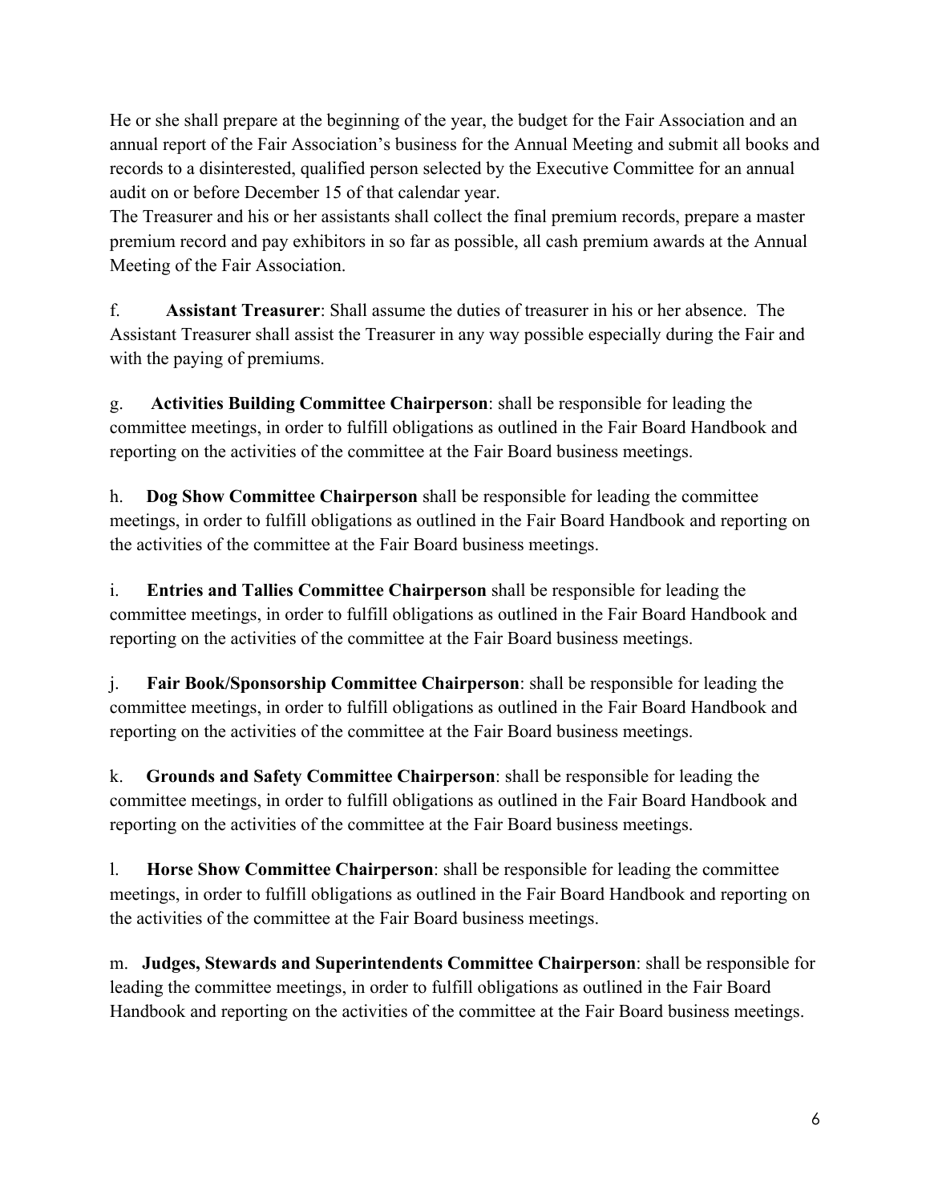He or she shall prepare at the beginning of the year, the budget for the Fair Association and an annual report of the Fair Association's business for the Annual Meeting and submit all books and records to a disinterested, qualified person selected by the Executive Committee for an annual audit on or before December 15 of that calendar year.
The Treasurer and his or her assistants shall collect the final premium records, prepare a master premium record and pay exhibitors in so far as possible, all cash premium awards at the Annual Meeting of the Fair Association.

f. **Assistant Treasurer**: Shall assume the duties of treasurer in his or her absence. The Assistant Treasurer shall assist the Treasurer in any way possible especially during the Fair and with the paying of premiums.

g. **Activities Building Committee Chairperson**: shall be responsible for leading the committee meetings, in order to fulfill obligations as outlined in the Fair Board Handbook and reporting on the activities of the committee at the Fair Board business meetings.

h. **Dog Show Committee Chairperson** shall be responsible for leading the committee meetings, in order to fulfill obligations as outlined in the Fair Board Handbook and reporting on the activities of the committee at the Fair Board business meetings.

i. **Entries and Tallies Committee Chairperson** shall be responsible for leading the committee meetings, in order to fulfill obligations as outlined in the Fair Board Handbook and reporting on the activities of the committee at the Fair Board business meetings.

j. **Fair Book/Sponsorship Committee Chairperson**: shall be responsible for leading the committee meetings, in order to fulfill obligations as outlined in the Fair Board Handbook and reporting on the activities of the committee at the Fair Board business meetings.

k. **Grounds and Safety Committee Chairperson**: shall be responsible for leading the committee meetings, in order to fulfill obligations as outlined in the Fair Board Handbook and reporting on the activities of the committee at the Fair Board business meetings.

l. **Horse Show Committee Chairperson**: shall be responsible for leading the committee meetings, in order to fulfill obligations as outlined in the Fair Board Handbook and reporting on the activities of the committee at the Fair Board business meetings.

m. **Judges, Stewards and Superintendents Committee Chairperson**: shall be responsible for leading the committee meetings, in order to fulfill obligations as outlined in the Fair Board Handbook and reporting on the activities of the committee at the Fair Board business meetings.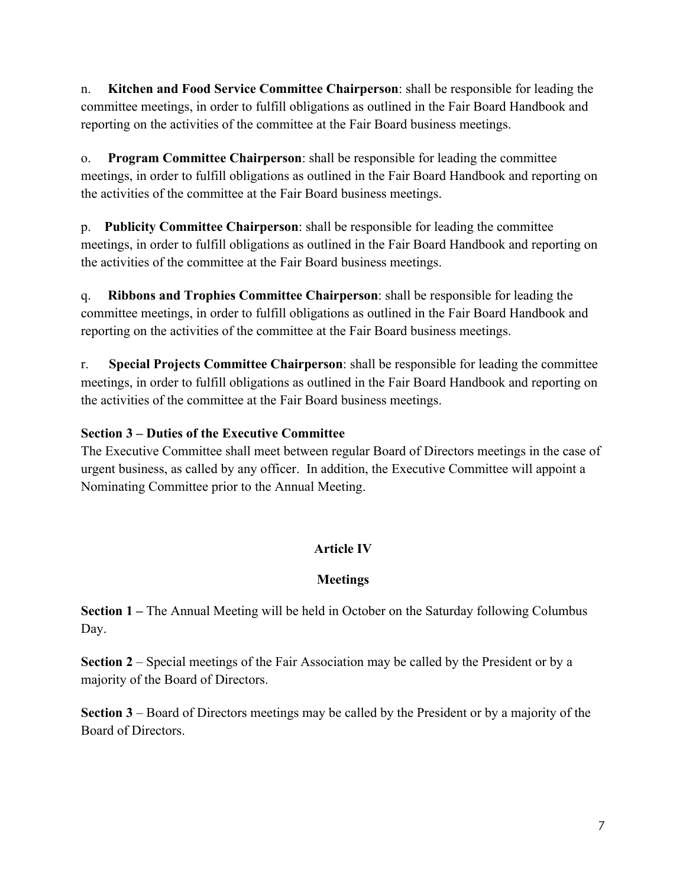n. **Kitchen and Food Service Committee Chairperson**: shall be responsible for leading the committee meetings, in order to fulfill obligations as outlined in the Fair Board Handbook and reporting on the activities of the committee at the Fair Board business meetings.

o. **Program Committee Chairperson**: shall be responsible for leading the committee meetings, in order to fulfill obligations as outlined in the Fair Board Handbook and reporting on the activities of the committee at the Fair Board business meetings.

p. **Publicity Committee Chairperson**: shall be responsible for leading the committee meetings, in order to fulfill obligations as outlined in the Fair Board Handbook and reporting on the activities of the committee at the Fair Board business meetings.

q. **Ribbons and Trophies Committee Chairperson**: shall be responsible for leading the committee meetings, in order to fulfill obligations as outlined in the Fair Board Handbook and reporting on the activities of the committee at the Fair Board business meetings.

r. **Special Projects Committee Chairperson**: shall be responsible for leading the committee meetings, in order to fulfill obligations as outlined in the Fair Board Handbook and reporting on the activities of the committee at the Fair Board business meetings.

**Section 3 – Duties of the Executive Committee**

The Executive Committee shall meet between regular Board of Directors meetings in the case of urgent business, as called by any officer. In addition, the Executive Committee will appoint a Nominating Committee prior to the Annual Meeting.

## Article IV

## Meetings

**Section 1 –** The Annual Meeting will be held in October on the Saturday following Columbus Day.

**Section 2** – Special meetings of the Fair Association may be called by the President or by a majority of the Board of Directors.

**Section 3** – Board of Directors meetings may be called by the President or by a majority of the Board of Directors.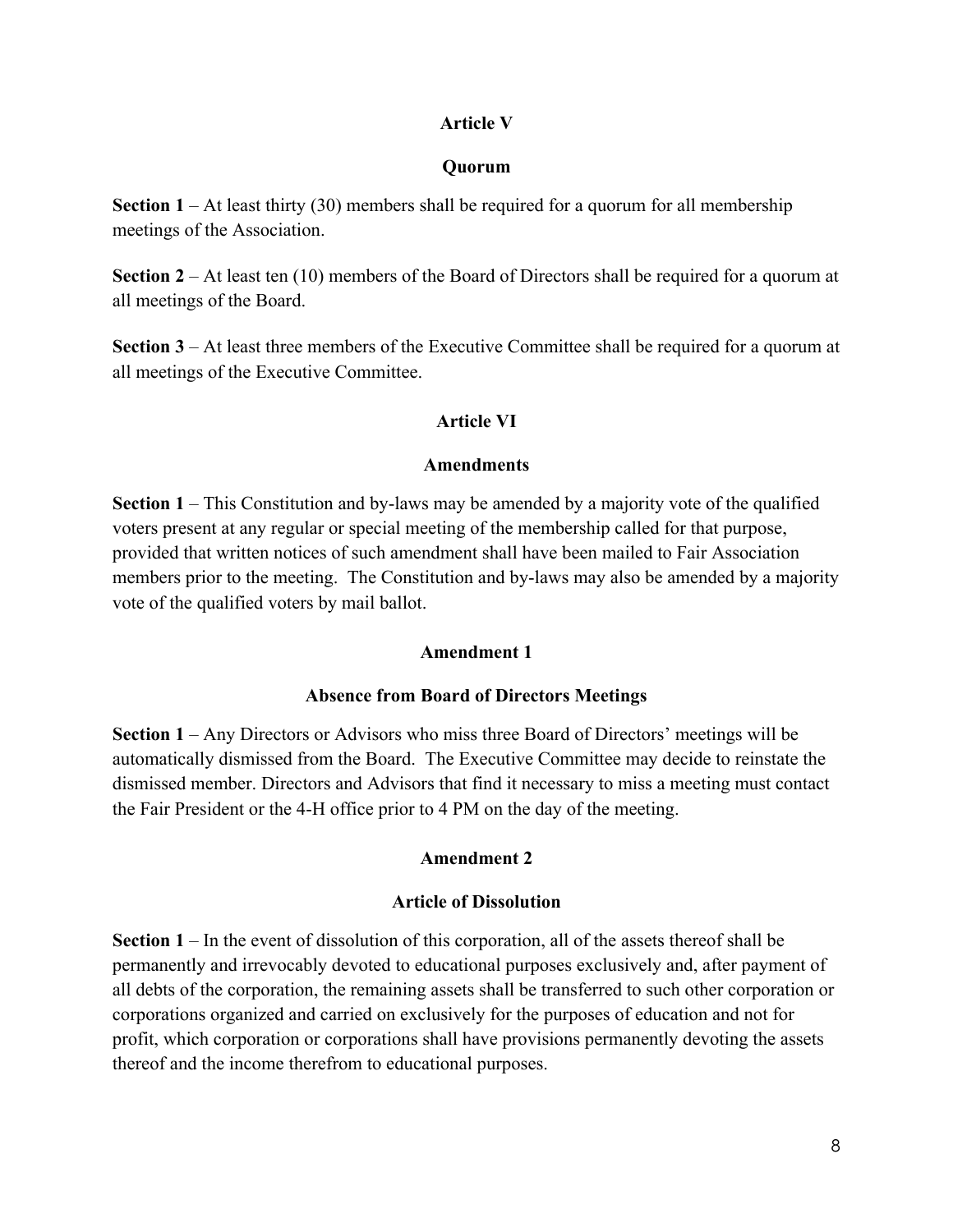## Article V

## Quorum

**Section 1** – At least thirty (30) members shall be required for a quorum for all membership meetings of the Association.

**Section 2** – At least ten (10) members of the Board of Directors shall be required for a quorum at all meetings of the Board.

**Section 3** – At least three members of the Executive Committee shall be required for a quorum at all meetings of the Executive Committee.

## Article VI

## Amendments

**Section 1** – This Constitution and by-laws may be amended by a majority vote of the qualified voters present at any regular or special meeting of the membership called for that purpose, provided that written notices of such amendment shall have been mailed to Fair Association members prior to the meeting.  The Constitution and by-laws may also be amended by a majority vote of the qualified voters by mail ballot.

## Amendment 1

## Absence from Board of Directors Meetings

**Section 1** – Any Directors or Advisors who miss three Board of Directors' meetings will be automatically dismissed from the Board.  The Executive Committee may decide to reinstate the dismissed member. Directors and Advisors that find it necessary to miss a meeting must contact the Fair President or the 4-H office prior to 4 PM on the day of the meeting.

## Amendment 2

## Article of Dissolution

**Section 1** – In the event of dissolution of this corporation, all of the assets thereof shall be permanently and irrevocably devoted to educational purposes exclusively and, after payment of all debts of the corporation, the remaining assets shall be transferred to such other corporation or corporations organized and carried on exclusively for the purposes of education and not for profit, which corporation or corporations shall have provisions permanently devoting the assets thereof and the income therefrom to educational purposes.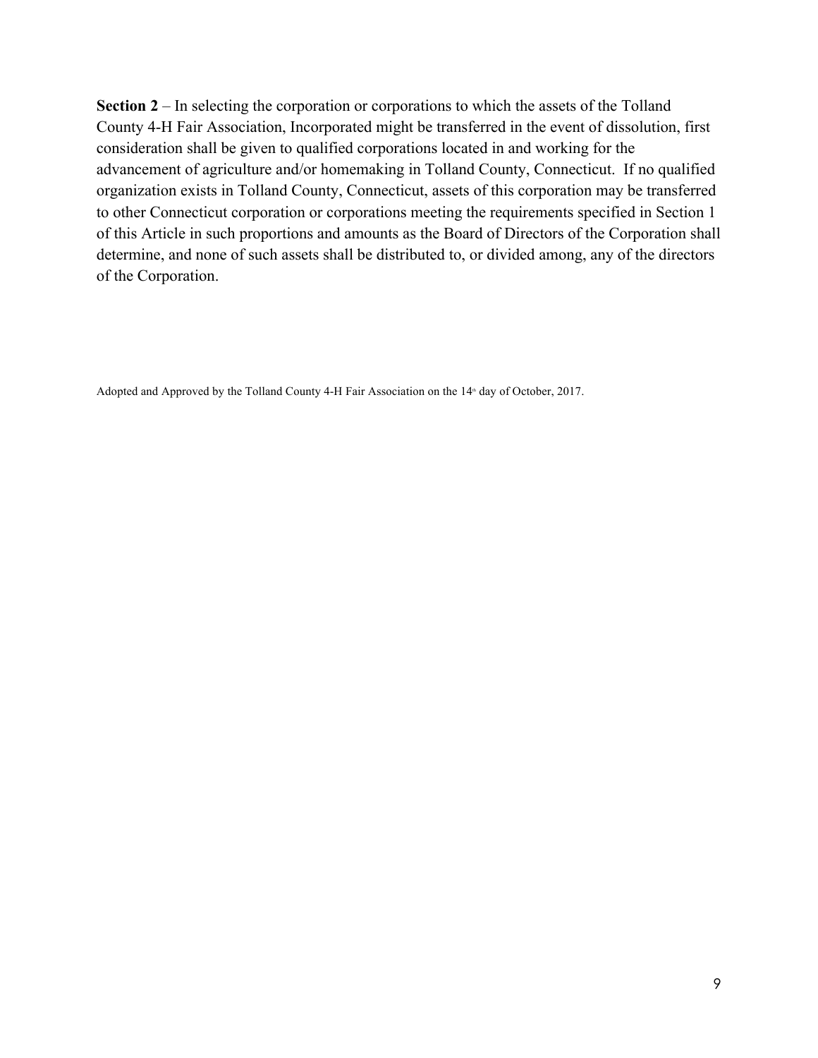**Section 2** – In selecting the corporation or corporations to which the assets of the Tolland County 4-H Fair Association, Incorporated might be transferred in the event of dissolution, first consideration shall be given to qualified corporations located in and working for the advancement of agriculture and/or homemaking in Tolland County, Connecticut. If no qualified organization exists in Tolland County, Connecticut, assets of this corporation may be transferred to other Connecticut corporation or corporations meeting the requirements specified in Section 1 of this Article in such proportions and amounts as the Board of Directors of the Corporation shall determine, and none of such assets shall be distributed to, or divided among, any of the directors of the Corporation.

Adopted and Approved by the Tolland County 4-H Fair Association on the 14th day of October, 2017.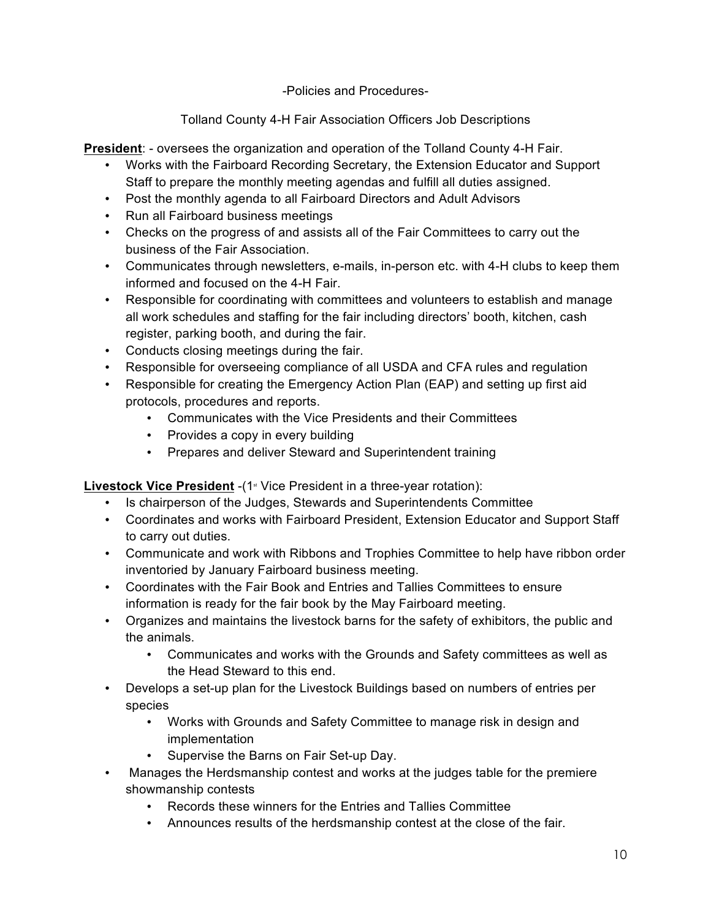-Policies and Procedures-

Tolland County 4-H Fair Association Officers Job Descriptions

**President**: - oversees the organization and operation of the Tolland County 4-H Fair.

- Works with the Fairboard Recording Secretary, the Extension Educator and Support Staff to prepare the monthly meeting agendas and fulfill all duties assigned.
- Post the monthly agenda to all Fairboard Directors and Adult Advisors
- Run all Fairboard business meetings
- Checks on the progress of and assists all of the Fair Committees to carry out the business of the Fair Association.
- Communicates through newsletters, e-mails, in-person etc. with 4-H clubs to keep them informed and focused on the 4-H Fair.
- Responsible for coordinating with committees and volunteers to establish and manage all work schedules and staffing for the fair including directors' booth, kitchen, cash register, parking booth, and during the fair.
- Conducts closing meetings during the fair.
- Responsible for overseeing compliance of all USDA and CFA rules and regulation
- Responsible for creating the Emergency Action Plan (EAP) and setting up first aid protocols, procedures and reports.
    - Communicates with the Vice Presidents and their Committees
    - Provides a copy in every building
    - Prepares and deliver Steward and Superintendent training

**Livestock Vice President** -(1st Vice President in a three-year rotation):

- Is chairperson of the Judges, Stewards and Superintendents Committee
- Coordinates and works with Fairboard President, Extension Educator and Support Staff to carry out duties.
- Communicate and work with Ribbons and Trophies Committee to help have ribbon order inventoried by January Fairboard business meeting.
- Coordinates with the Fair Book and Entries and Tallies Committees to ensure information is ready for the fair book by the May Fairboard meeting.
- Organizes and maintains the livestock barns for the safety of exhibitors, the public and the animals.
    - Communicates and works with the Grounds and Safety committees as well as the Head Steward to this end.
- Develops a set-up plan for the Livestock Buildings based on numbers of entries per species
    - Works with Grounds and Safety Committee to manage risk in design and implementation
    - Supervise the Barns on Fair Set-up Day.
- Manages the Herdsmanship contest and works at the judges table for the premiere showmanship contests
    - Records these winners for the Entries and Tallies Committee
    - Announces results of the herdsmanship contest at the close of the fair.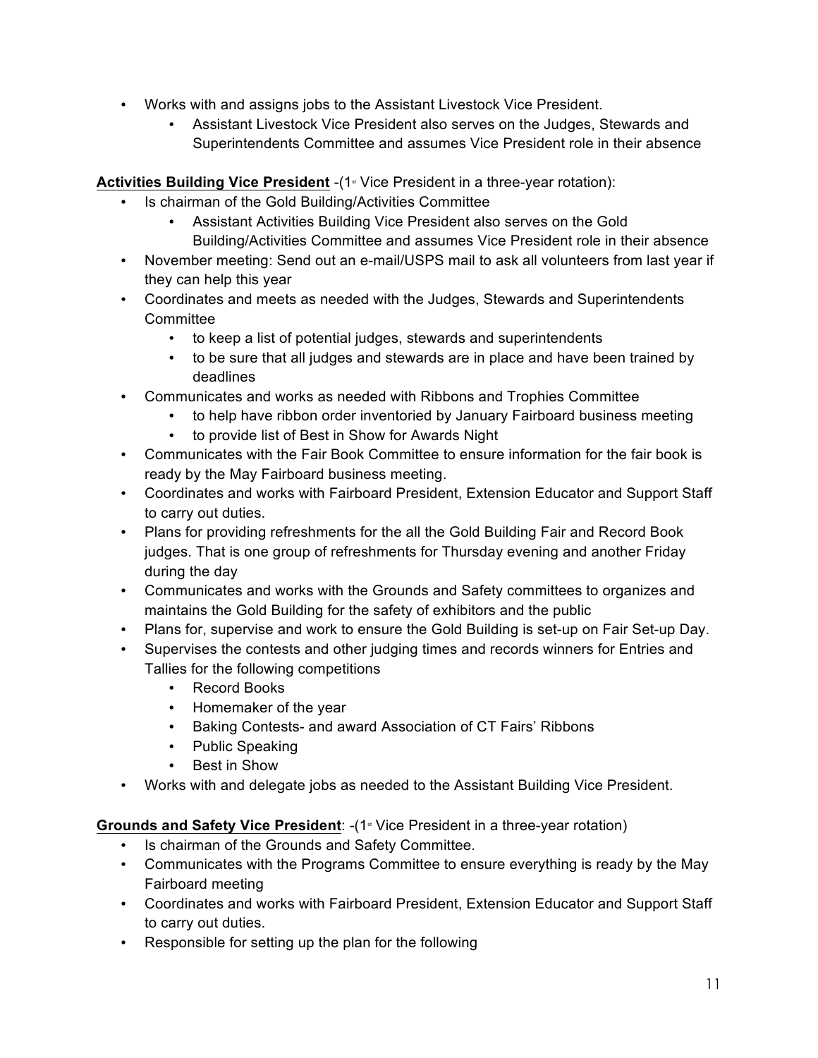- Works with and assigns jobs to the Assistant Livestock Vice President.
    - Assistant Livestock Vice President also serves on the Judges, Stewards and Superintendents Committee and assumes Vice President role in their absence

**Activities Building Vice President** -(1st Vice President in a three-year rotation):

- Is chairman of the Gold Building/Activities Committee
    - Assistant Activities Building Vice President also serves on the Gold Building/Activities Committee and assumes Vice President role in their absence
- November meeting: Send out an e-mail/USPS mail to ask all volunteers from last year if they can help this year
- Coordinates and meets as needed with the Judges, Stewards and Superintendents Committee
    - to keep a list of potential judges, stewards and superintendents
    - to be sure that all judges and stewards are in place and have been trained by deadlines
- Communicates and works as needed with Ribbons and Trophies Committee
    - to help have ribbon order inventoried by January Fairboard business meeting
    - to provide list of Best in Show for Awards Night
- Communicates with the Fair Book Committee to ensure information for the fair book is ready by the May Fairboard business meeting.
- Coordinates and works with Fairboard President, Extension Educator and Support Staff to carry out duties.
- Plans for providing refreshments for the all the Gold Building Fair and Record Book judges. That is one group of refreshments for Thursday evening and another Friday during the day
- Communicates and works with the Grounds and Safety committees to organizes and maintains the Gold Building for the safety of exhibitors and the public
- Plans for, supervise and work to ensure the Gold Building is set-up on Fair Set-up Day.
- Supervises the contests and other judging times and records winners for Entries and Tallies for the following competitions
    - Record Books
    - Homemaker of the year
    - Baking Contests- and award Association of CT Fairs' Ribbons
    - Public Speaking
    - Best in Show
- Works with and delegate jobs as needed to the Assistant Building Vice President.

**Grounds and Safety Vice President**: -(1st Vice President in a three-year rotation)

- Is chairman of the Grounds and Safety Committee.
- Communicates with the Programs Committee to ensure everything is ready by the May Fairboard meeting
- Coordinates and works with Fairboard President, Extension Educator and Support Staff to carry out duties.
- Responsible for setting up the plan for the following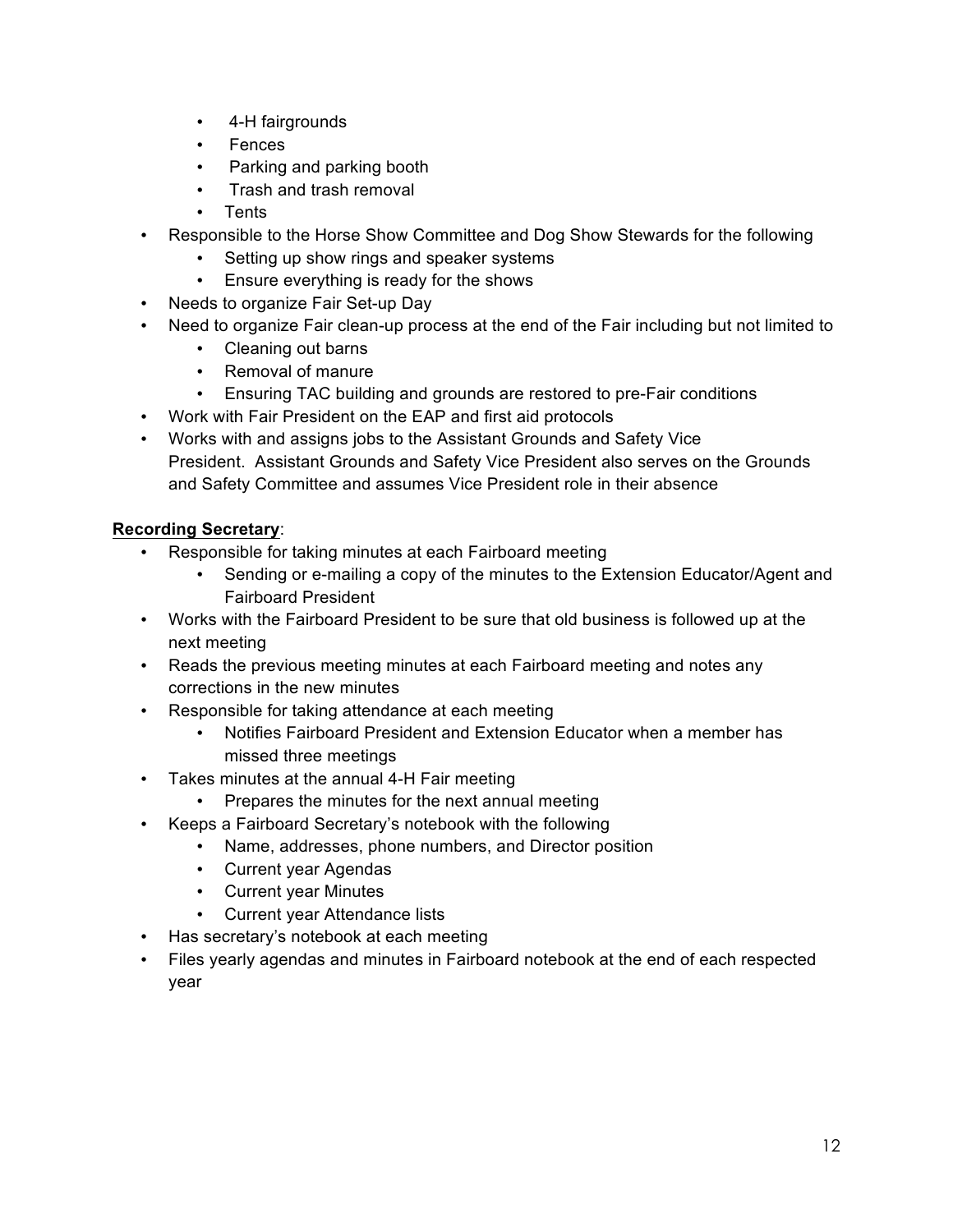- 4-H fairgrounds
    - Fences
    - Parking and parking booth
    - Trash and trash removal
    - Tents
- Responsible to the Horse Show Committee and Dog Show Stewards for the following
    - Setting up show rings and speaker systems
    - Ensure everything is ready for the shows
- Needs to organize Fair Set-up Day
- Need to organize Fair clean-up process at the end of the Fair including but not limited to
    - Cleaning out barns
    - Removal of manure
    - Ensuring TAC building and grounds are restored to pre-Fair conditions
- Work with Fair President on the EAP and first aid protocols
- Works with and assigns jobs to the Assistant Grounds and Safety Vice President. Assistant Grounds and Safety Vice President also serves on the Grounds and Safety Committee and assumes Vice President role in their absence

**Recording Secretary**:

- Responsible for taking minutes at each Fairboard meeting
    - Sending or e-mailing a copy of the minutes to the Extension Educator/Agent and Fairboard President
- Works with the Fairboard President to be sure that old business is followed up at the next meeting
- Reads the previous meeting minutes at each Fairboard meeting and notes any corrections in the new minutes
- Responsible for taking attendance at each meeting
    - Notifies Fairboard President and Extension Educator when a member has missed three meetings
- Takes minutes at the annual 4-H Fair meeting
    - Prepares the minutes for the next annual meeting
- Keeps a Fairboard Secretary's notebook with the following
    - Name, addresses, phone numbers, and Director position
    - Current year Agendas
    - Current year Minutes
    - Current year Attendance lists
- Has secretary's notebook at each meeting
- Files yearly agendas and minutes in Fairboard notebook at the end of each respected year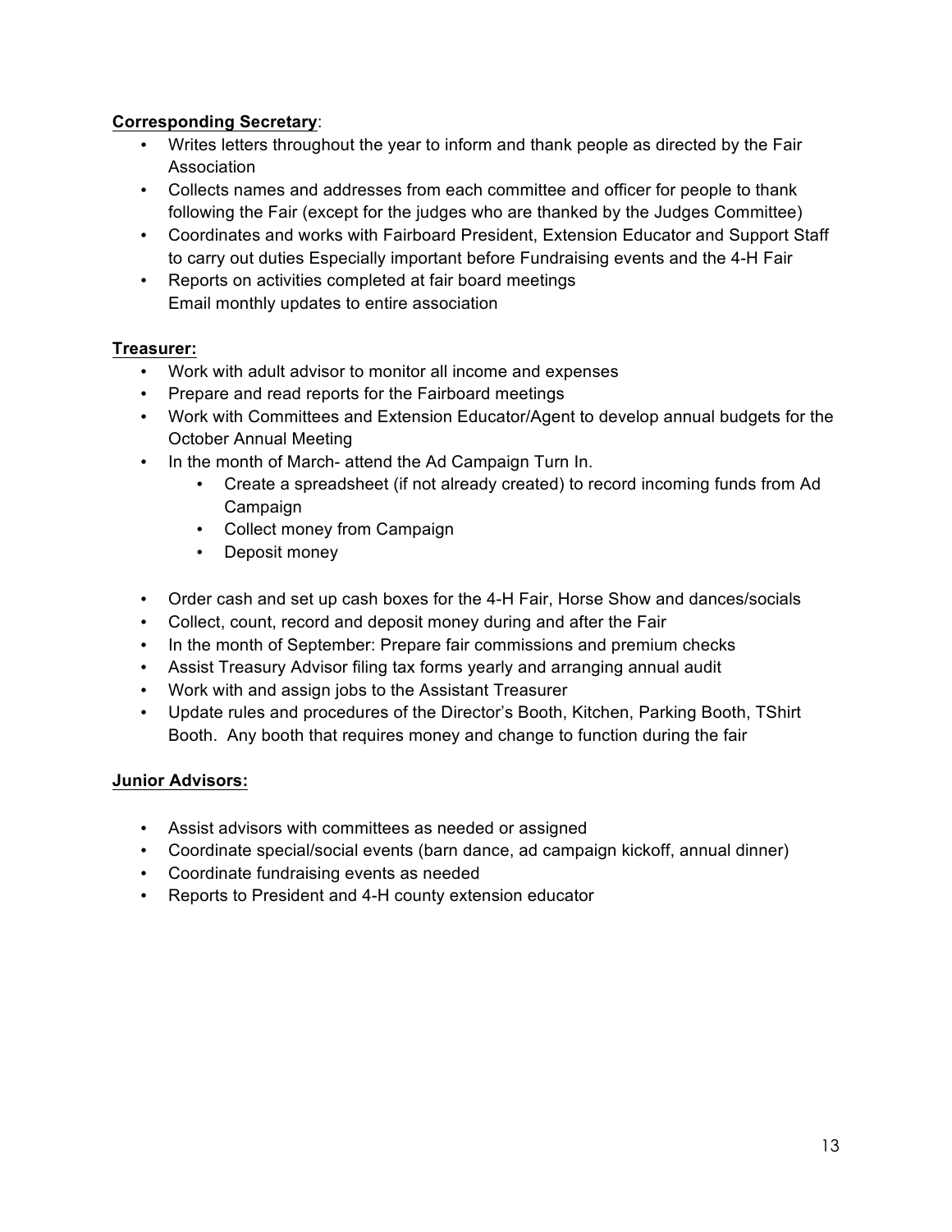**Corresponding Secretary**:

- Writes letters throughout the year to inform and thank people as directed by the Fair Association
- Collects names and addresses from each committee and officer for people to thank following the Fair (except for the judges who are thanked by the Judges Committee)
- Coordinates and works with Fairboard President, Extension Educator and Support Staff to carry out duties Especially important before Fundraising events and the 4-H Fair
- Reports on activities completed at fair board meetings
  Email monthly updates to entire association

**Treasurer:**

- Work with adult advisor to monitor all income and expenses
- Prepare and read reports for the Fairboard meetings
- Work with Committees and Extension Educator/Agent to develop annual budgets for the October Annual Meeting
- In the month of March- attend the Ad Campaign Turn In.
  - Create a spreadsheet (if not already created) to record incoming funds from Ad Campaign
  - Collect money from Campaign
  - Deposit money

- Order cash and set up cash boxes for the 4-H Fair, Horse Show and dances/socials
- Collect, count, record and deposit money during and after the Fair
- In the month of September: Prepare fair commissions and premium checks
- Assist Treasury Advisor filing tax forms yearly and arranging annual audit
- Work with and assign jobs to the Assistant Treasurer
- Update rules and procedures of the Director's Booth, Kitchen, Parking Booth, TShirt Booth. Any booth that requires money and change to function during the fair

**Junior Advisors:**

- Assist advisors with committees as needed or assigned
- Coordinate special/social events (barn dance, ad campaign kickoff, annual dinner)
- Coordinate fundraising events as needed
- Reports to President and 4-H county extension educator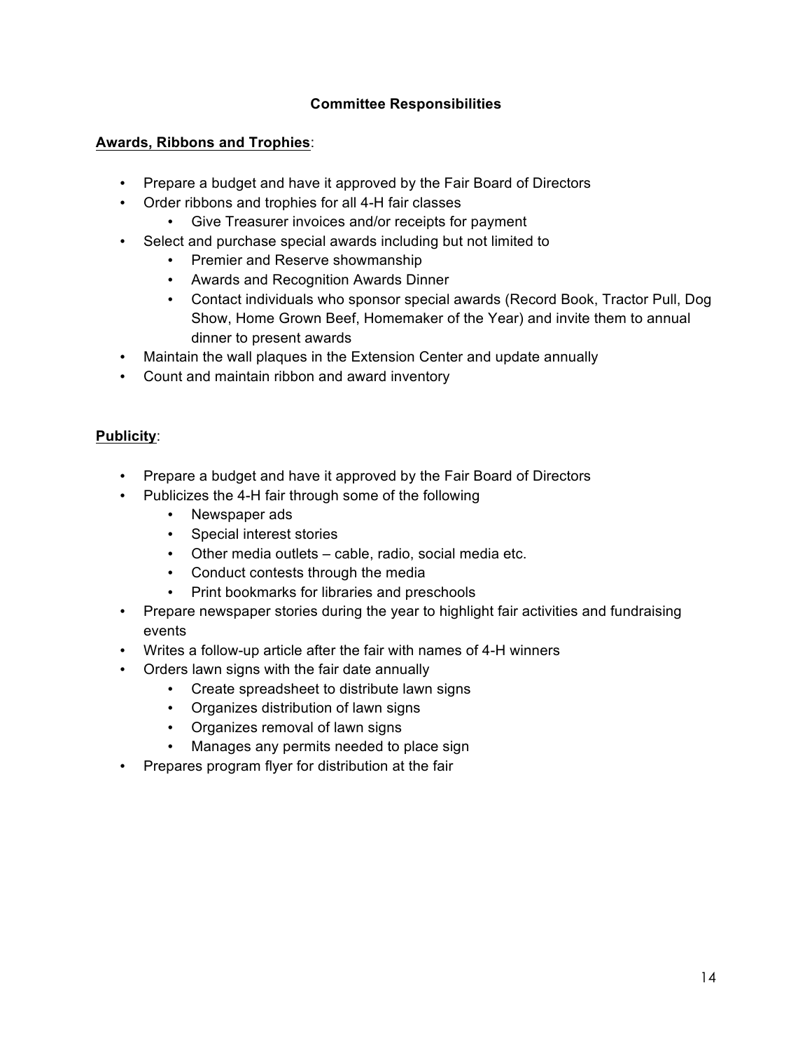### Committee Responsibilities

**<u>Awards, Ribbons and Trophies</u>**:

- Prepare a budget and have it approved by the Fair Board of Directors
- Order ribbons and trophies for all 4-H fair classes
  - Give Treasurer invoices and/or receipts for payment
- Select and purchase special awards including but not limited to
  - Premier and Reserve showmanship
  - Awards and Recognition Awards Dinner
  - Contact individuals who sponsor special awards (Record Book, Tractor Pull, Dog Show, Home Grown Beef, Homemaker of the Year) and invite them to annual dinner to present awards
- Maintain the wall plaques in the Extension Center and update annually
- Count and maintain ribbon and award inventory

**<u>Publicity</u>**:

- Prepare a budget and have it approved by the Fair Board of Directors
- Publicizes the 4-H fair through some of the following
  - Newspaper ads
  - Special interest stories
  - Other media outlets – cable, radio, social media etc.
  - Conduct contests through the media
  - Print bookmarks for libraries and preschools
- Prepare newspaper stories during the year to highlight fair activities and fundraising events
- Writes a follow-up article after the fair with names of 4-H winners
- Orders lawn signs with the fair date annually
  - Create spreadsheet to distribute lawn signs
  - Organizes distribution of lawn signs
  - Organizes removal of lawn signs
  - Manages any permits needed to place sign
- Prepares program flyer for distribution at the fair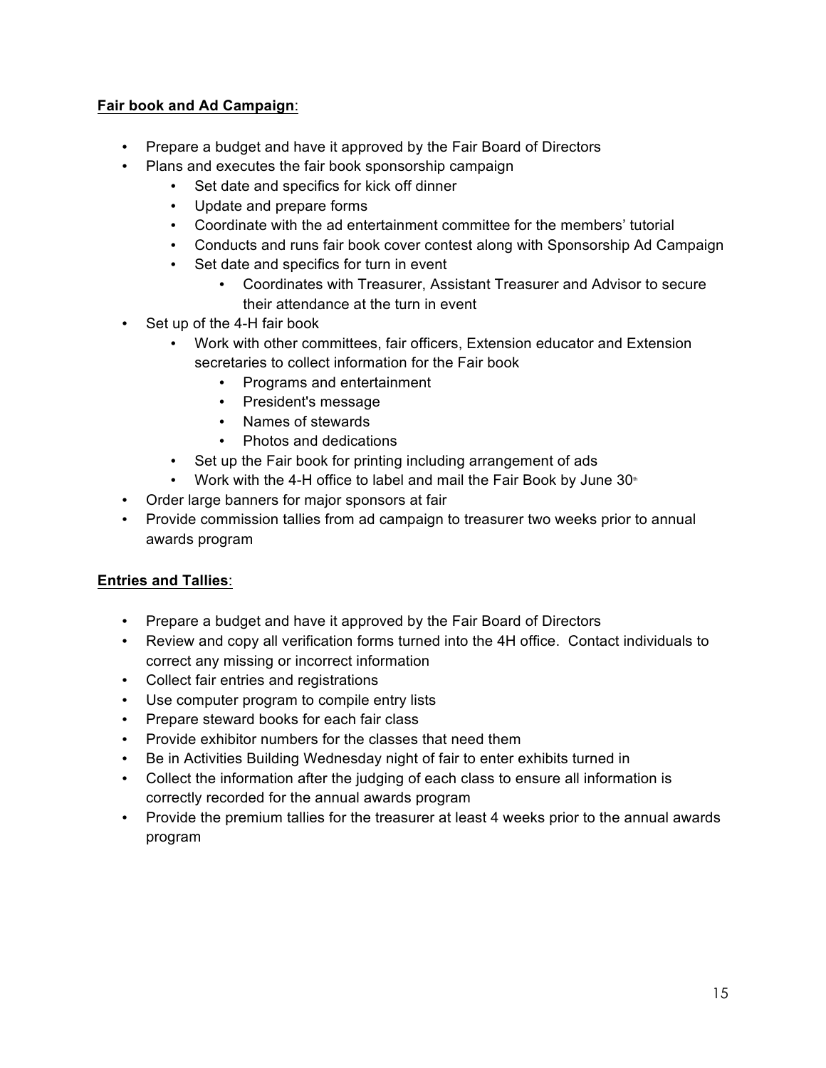**Fair book and Ad Campaign**:

- Prepare a budget and have it approved by the Fair Board of Directors
- Plans and executes the fair book sponsorship campaign
  - Set date and specifics for kick off dinner
  - Update and prepare forms
  - Coordinate with the ad entertainment committee for the members' tutorial
  - Conducts and runs fair book cover contest along with Sponsorship Ad Campaign
  - Set date and specifics for turn in event
    - Coordinates with Treasurer, Assistant Treasurer and Advisor to secure their attendance at the turn in event
- Set up of the 4-H fair book
  - Work with other committees, fair officers, Extension educator and Extension secretaries to collect information for the Fair book
    - Programs and entertainment
    - President's message
    - Names of stewards
    - Photos and dedications
  - Set up the Fair book for printing including arrangement of ads
  - Work with the 4-H office to label and mail the Fair Book by June 30th
- Order large banners for major sponsors at fair
- Provide commission tallies from ad campaign to treasurer two weeks prior to annual awards program

**Entries and Tallies**:

- Prepare a budget and have it approved by the Fair Board of Directors
- Review and copy all verification forms turned into the 4H office. Contact individuals to correct any missing or incorrect information
- Collect fair entries and registrations
- Use computer program to compile entry lists
- Prepare steward books for each fair class
- Provide exhibitor numbers for the classes that need them
- Be in Activities Building Wednesday night of fair to enter exhibits turned in
- Collect the information after the judging of each class to ensure all information is correctly recorded for the annual awards program
- Provide the premium tallies for the treasurer at least 4 weeks prior to the annual awards program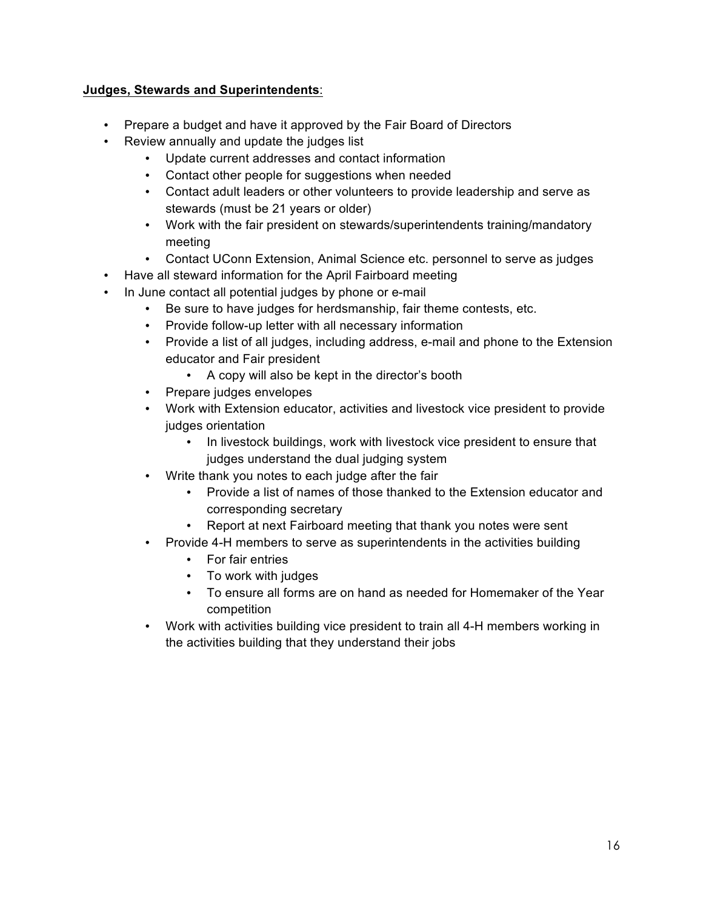**Judges, Stewards and Superintendents**:

- Prepare a budget and have it approved by the Fair Board of Directors
- Review annually and update the judges list
    - Update current addresses and contact information
    - Contact other people for suggestions when needed
    - Contact adult leaders or other volunteers to provide leadership and serve as stewards (must be 21 years or older)
    - Work with the fair president on stewards/superintendents training/mandatory meeting
    - Contact UConn Extension, Animal Science etc. personnel to serve as judges
- Have all steward information for the April Fairboard meeting
- In June contact all potential judges by phone or e-mail
    - Be sure to have judges for herdsmanship, fair theme contests, etc.
    - Provide follow-up letter with all necessary information
    - Provide a list of all judges, including address, e-mail and phone to the Extension educator and Fair president
        - A copy will also be kept in the director's booth
    - Prepare judges envelopes
    - Work with Extension educator, activities and livestock vice president to provide judges orientation
        - In livestock buildings, work with livestock vice president to ensure that judges understand the dual judging system
    - Write thank you notes to each judge after the fair
        - Provide a list of names of those thanked to the Extension educator and corresponding secretary
        - Report at next Fairboard meeting that thank you notes were sent
    - Provide 4-H members to serve as superintendents in the activities building
        - For fair entries
        - To work with judges
        - To ensure all forms are on hand as needed for Homemaker of the Year competition
    - Work with activities building vice president to train all 4-H members working in the activities building that they understand their jobs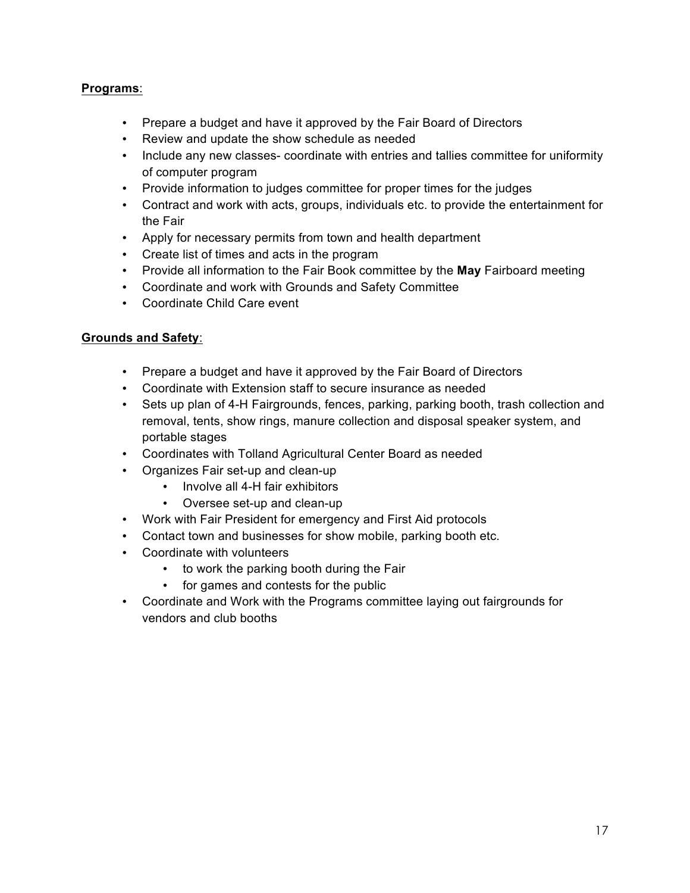**Programs**:

- Prepare a budget and have it approved by the Fair Board of Directors
- Review and update the show schedule as needed
- Include any new classes- coordinate with entries and tallies committee for uniformity of computer program
- Provide information to judges committee for proper times for the judges
- Contract and work with acts, groups, individuals etc. to provide the entertainment for the Fair
- Apply for necessary permits from town and health department
- Create list of times and acts in the program
- Provide all information to the Fair Book committee by the **May** Fairboard meeting
- Coordinate and work with Grounds and Safety Committee
- Coordinate Child Care event

**Grounds and Safety**:

- Prepare a budget and have it approved by the Fair Board of Directors
- Coordinate with Extension staff to secure insurance as needed
- Sets up plan of 4-H Fairgrounds, fences, parking, parking booth, trash collection and removal, tents, show rings, manure collection and disposal speaker system, and portable stages
- Coordinates with Tolland Agricultural Center Board as needed
- Organizes Fair set-up and clean-up
    - Involve all 4-H fair exhibitors
    - Oversee set-up and clean-up
- Work with Fair President for emergency and First Aid protocols
- Contact town and businesses for show mobile, parking booth etc.
- Coordinate with volunteers
    - to work the parking booth during the Fair
    - for games and contests for the public
- Coordinate and Work with the Programs committee laying out fairgrounds for vendors and club booths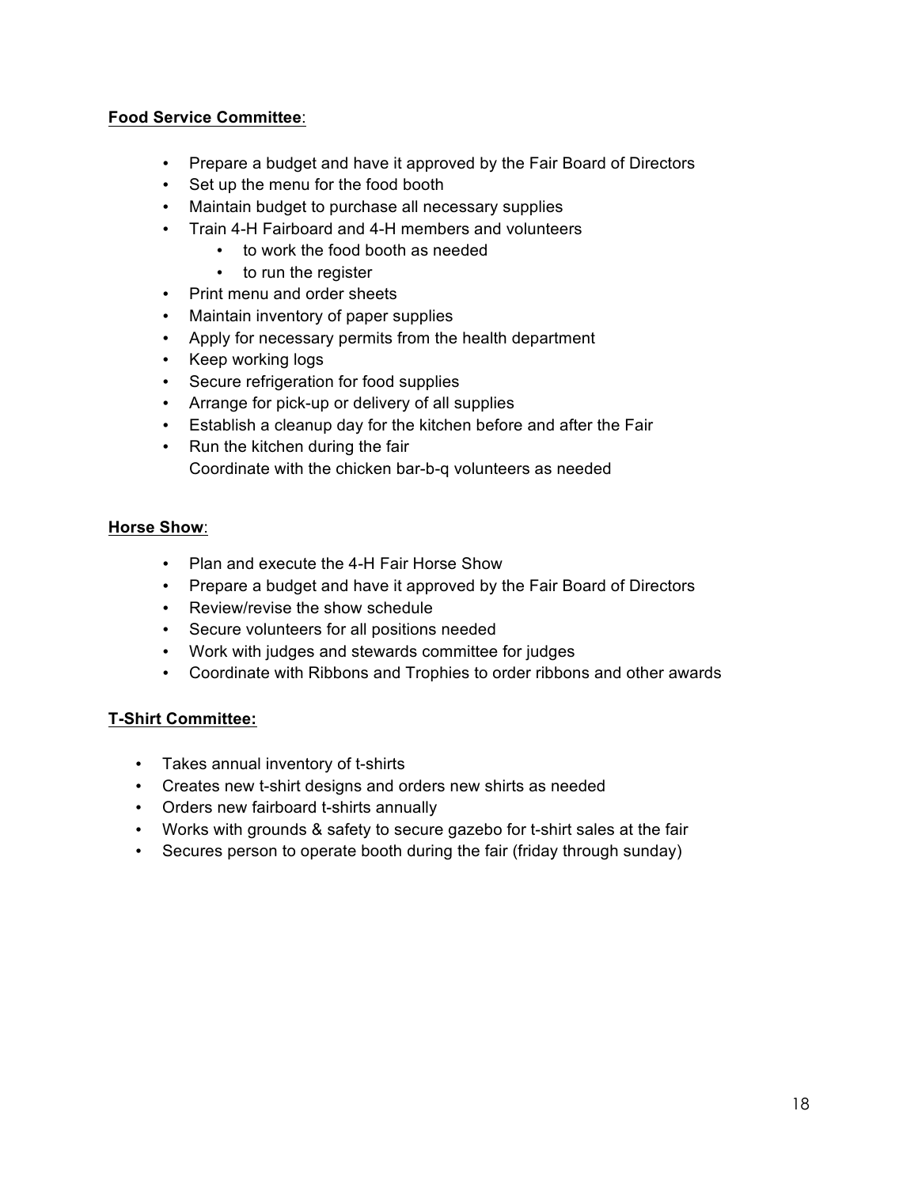**Food Service Committee**:

- Prepare a budget and have it approved by the Fair Board of Directors
- Set up the menu for the food booth
- Maintain budget to purchase all necessary supplies
- Train 4-H Fairboard and 4-H members and volunteers
    - to work the food booth as needed
    - to run the register
- Print menu and order sheets
- Maintain inventory of paper supplies
- Apply for necessary permits from the health department
- Keep working logs
- Secure refrigeration for food supplies
- Arrange for pick-up or delivery of all supplies
- Establish a cleanup day for the kitchen before and after the Fair
- Run the kitchen during the fair
  Coordinate with the chicken bar-b-q volunteers as needed

**Horse Show**:

- Plan and execute the 4-H Fair Horse Show
- Prepare a budget and have it approved by the Fair Board of Directors
- Review/revise the show schedule
- Secure volunteers for all positions needed
- Work with judges and stewards committee for judges
- Coordinate with Ribbons and Trophies to order ribbons and other awards

**T-Shirt Committee:**

- Takes annual inventory of t-shirts
- Creates new t-shirt designs and orders new shirts as needed
- Orders new fairboard t-shirts annually
- Works with grounds & safety to secure gazebo for t-shirt sales at the fair
- Secures person to operate booth during the fair (friday through sunday)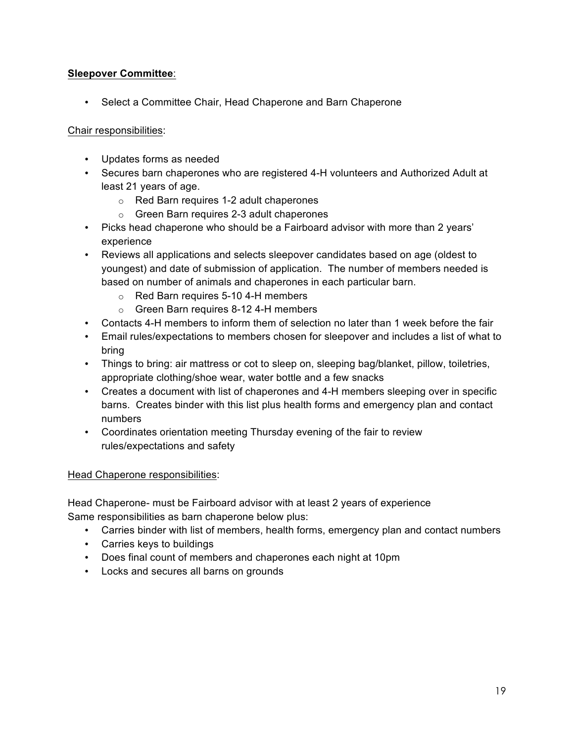**Sleepover Committee**:

- Select a Committee Chair, Head Chaperone and Barn Chaperone

Chair responsibilities:

- Updates forms as needed
- Secures barn chaperones who are registered 4-H volunteers and Authorized Adult at least 21 years of age.
    - Red Barn requires 1-2 adult chaperones
    - Green Barn requires 2-3 adult chaperones
- Picks head chaperone who should be a Fairboard advisor with more than 2 years' experience
- Reviews all applications and selects sleepover candidates based on age (oldest to youngest) and date of submission of application. The number of members needed is based on number of animals and chaperones in each particular barn.
    - Red Barn requires 5-10 4-H members
    - Green Barn requires 8-12 4-H members
- Contacts 4-H members to inform them of selection no later than 1 week before the fair
- Email rules/expectations to members chosen for sleepover and includes a list of what to bring
- Things to bring: air mattress or cot to sleep on, sleeping bag/blanket, pillow, toiletries, appropriate clothing/shoe wear, water bottle and a few snacks
- Creates a document with list of chaperones and 4-H members sleeping over in specific barns. Creates binder with this list plus health forms and emergency plan and contact numbers
- Coordinates orientation meeting Thursday evening of the fair to review rules/expectations and safety

Head Chaperone responsibilities:

Head Chaperone- must be Fairboard advisor with at least 2 years of experience
Same responsibilities as barn chaperone below plus:

- Carries binder with list of members, health forms, emergency plan and contact numbers
- Carries keys to buildings
- Does final count of members and chaperones each night at 10pm
- Locks and secures all barns on grounds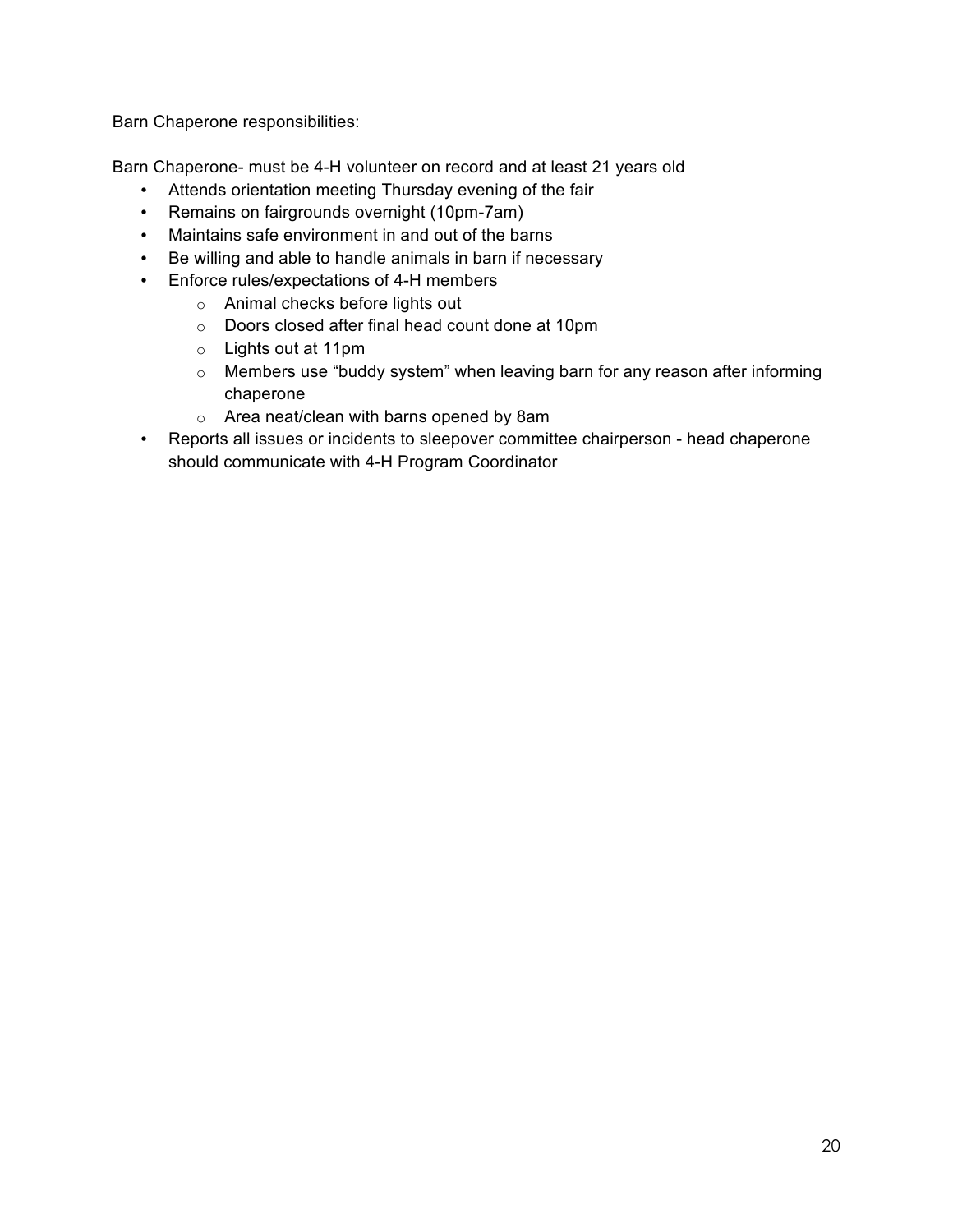<u>Barn Chaperone responsibilities</u>:

Barn Chaperone- must be 4-H volunteer on record and at least 21 years old

- Attends orientation meeting Thursday evening of the fair
- Remains on fairgrounds overnight (10pm-7am)
- Maintains safe environment in and out of the barns
- Be willing and able to handle animals in barn if necessary
- Enforce rules/expectations of 4-H members
  - Animal checks before lights out
  - Doors closed after final head count done at 10pm
  - Lights out at 11pm
  - Members use "buddy system" when leaving barn for any reason after informing chaperone
  - Area neat/clean with barns opened by 8am
- Reports all issues or incidents to sleepover committee chairperson - head chaperone should communicate with 4-H Program Coordinator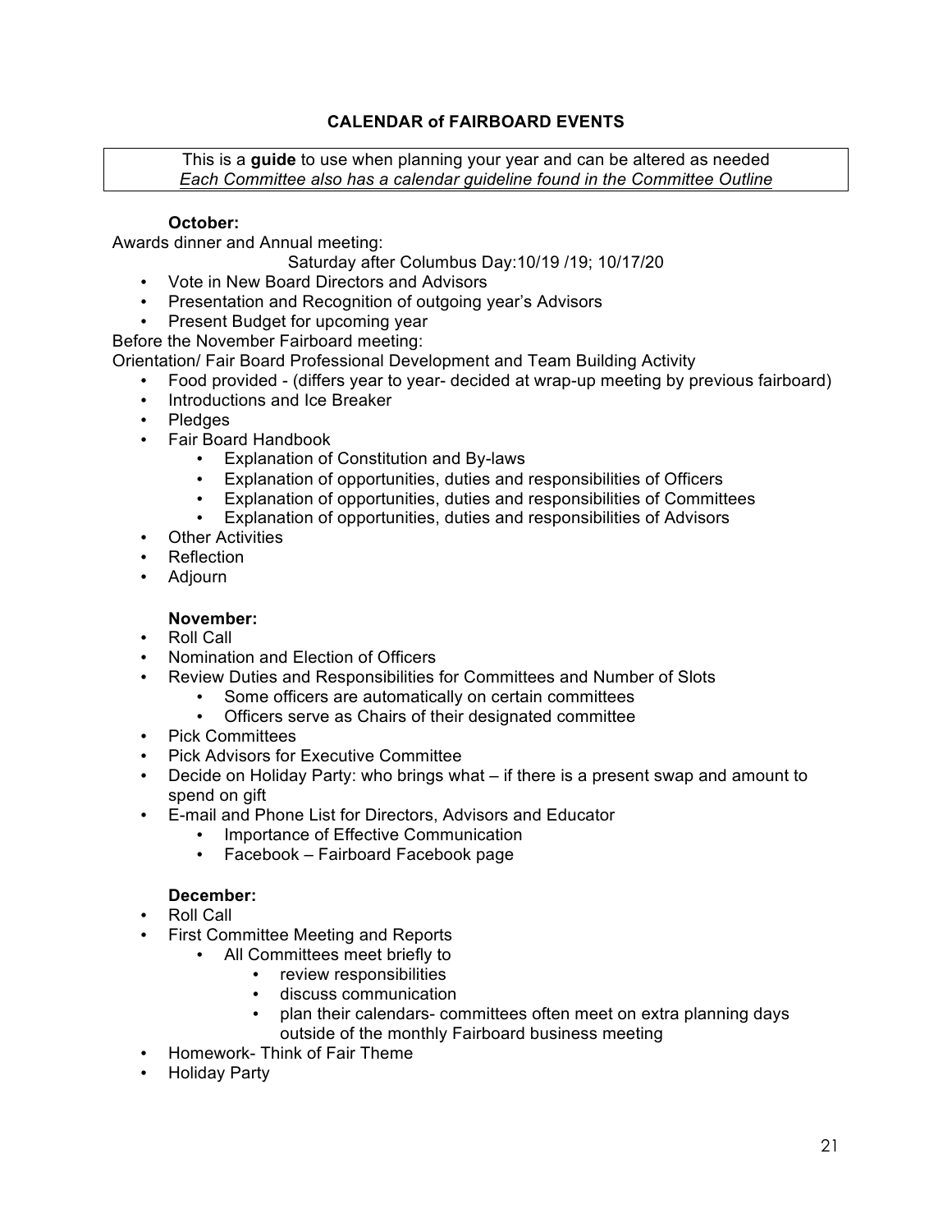## CALENDAR of FAIRBOARD EVENTS

> This is a **guide** to use when planning your year and can be altered as needed
> *Each Committee also has a calendar guideline found in the Committee Outline*

### October:

Awards dinner and Annual meeting:

Saturday after Columbus Day:10/19 /19; 10/17/20

- Vote in New Board Directors and Advisors
- Presentation and Recognition of outgoing year's Advisors
- Present Budget for upcoming year

Before the November Fairboard meeting:

Orientation/ Fair Board Professional Development and Team Building Activity

- Food provided - (differs year to year- decided at wrap-up meeting by previous fairboard)
- Introductions and Ice Breaker
- Pledges
- Fair Board Handbook
  - Explanation of Constitution and By-laws
  - Explanation of opportunities, duties and responsibilities of Officers
  - Explanation of opportunities, duties and responsibilities of Committees
  - Explanation of opportunities, duties and responsibilities of Advisors
- Other Activities
- Reflection
- Adjourn

### November:

- Roll Call
- Nomination and Election of Officers
- Review Duties and Responsibilities for Committees and Number of Slots
  - Some officers are automatically on certain committees
  - Officers serve as Chairs of their designated committee
- Pick Committees
- Pick Advisors for Executive Committee
- Decide on Holiday Party: who brings what – if there is a present swap and amount to spend on gift
- E-mail and Phone List for Directors, Advisors and Educator
  - Importance of Effective Communication
  - Facebook – Fairboard Facebook page

### December:

- Roll Call
- First Committee Meeting and Reports
  - All Committees meet briefly to
    - review responsibilities
    - discuss communication
    - plan their calendars- committees often meet on extra planning days outside of the monthly Fairboard business meeting
- Homework- Think of Fair Theme
- Holiday Party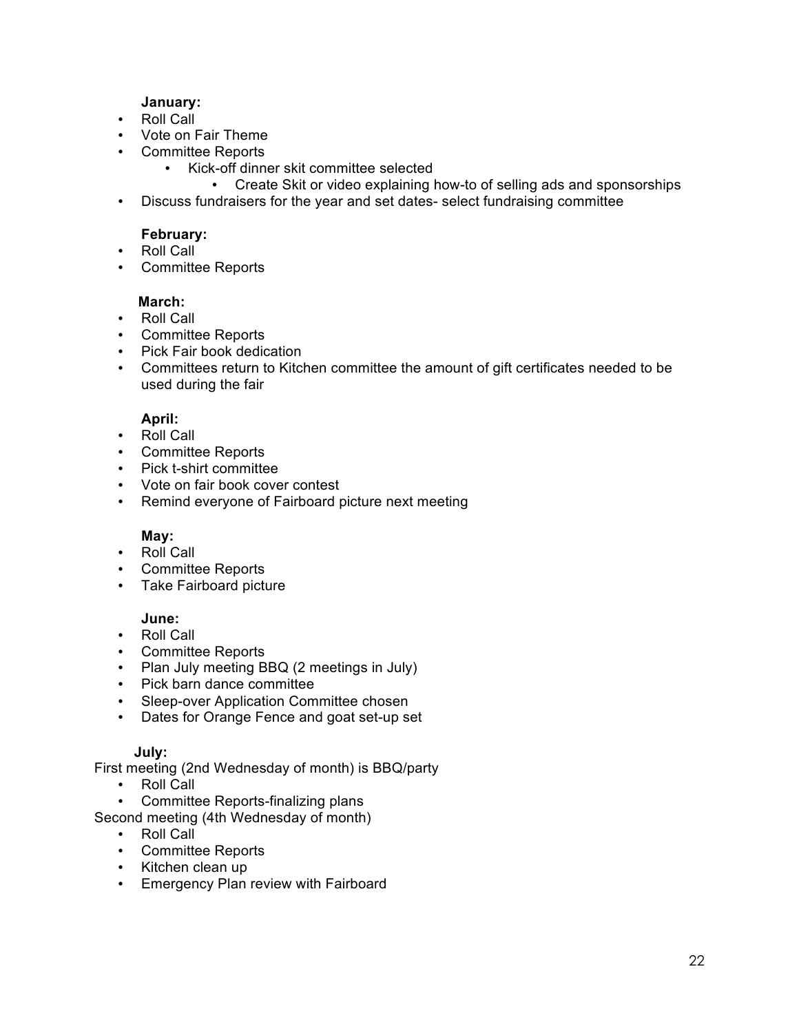**January:**

- Roll Call
- Vote on Fair Theme
- Committee Reports
    - Kick-off dinner skit committee selected
        - Create Skit or video explaining how-to of selling ads and sponsorships
- Discuss fundraisers for the year and set dates- select fundraising committee

**February:**

- Roll Call
- Committee Reports

**March:**

- Roll Call
- Committee Reports
- Pick Fair book dedication
- Committees return to Kitchen committee the amount of gift certificates needed to be used during the fair

**April:**

- Roll Call
- Committee Reports
- Pick t-shirt committee
- Vote on fair book cover contest
- Remind everyone of Fairboard picture next meeting

**May:**

- Roll Call
- Committee Reports
- Take Fairboard picture

**June:**

- Roll Call
- Committee Reports
- Plan July meeting BBQ (2 meetings in July)
- Pick barn dance committee
- Sleep-over Application Committee chosen
- Dates for Orange Fence and goat set-up set

**July:**

First meeting (2nd Wednesday of month) is BBQ/party

- Roll Call
- Committee Reports-finalizing plans

Second meeting (4th Wednesday of month)

- Roll Call
- Committee Reports
- Kitchen clean up
- Emergency Plan review with Fairboard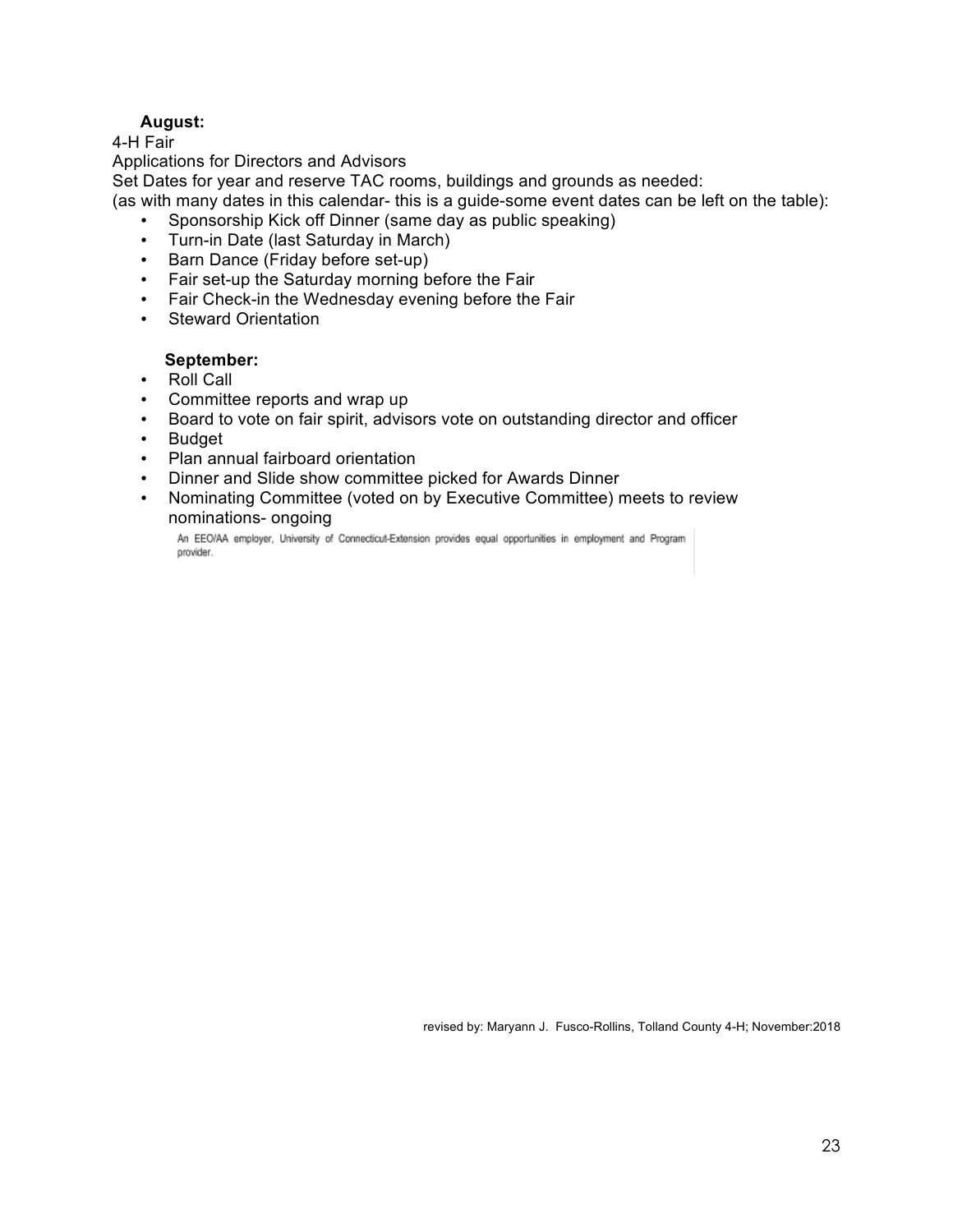**August:**

4-H Fair

Applications for Directors and Advisors

Set Dates for year and reserve TAC rooms, buildings and grounds as needed:

(as with many dates in this calendar- this is a guide-some event dates can be left on the table):

- Sponsorship Kick off Dinner (same day as public speaking)
- Turn-in Date (last Saturday in March)
- Barn Dance (Friday before set-up)
- Fair set-up the Saturday morning before the Fair
- Fair Check-in the Wednesday evening before the Fair
- Steward Orientation

**September:**

- Roll Call
- Committee reports and wrap up
- Board to vote on fair spirit, advisors vote on outstanding director and officer
- Budget
- Plan annual fairboard orientation
- Dinner and Slide show committee picked for Awards Dinner
- Nominating Committee (voted on by Executive Committee) meets to review nominations- ongoing

An EEO/AA employer, University of Connecticut-Extension provides equal opportunities in employment and Program provider.

revised by: Maryann J. Fusco-Rollins, Tolland County 4-H; November:2018